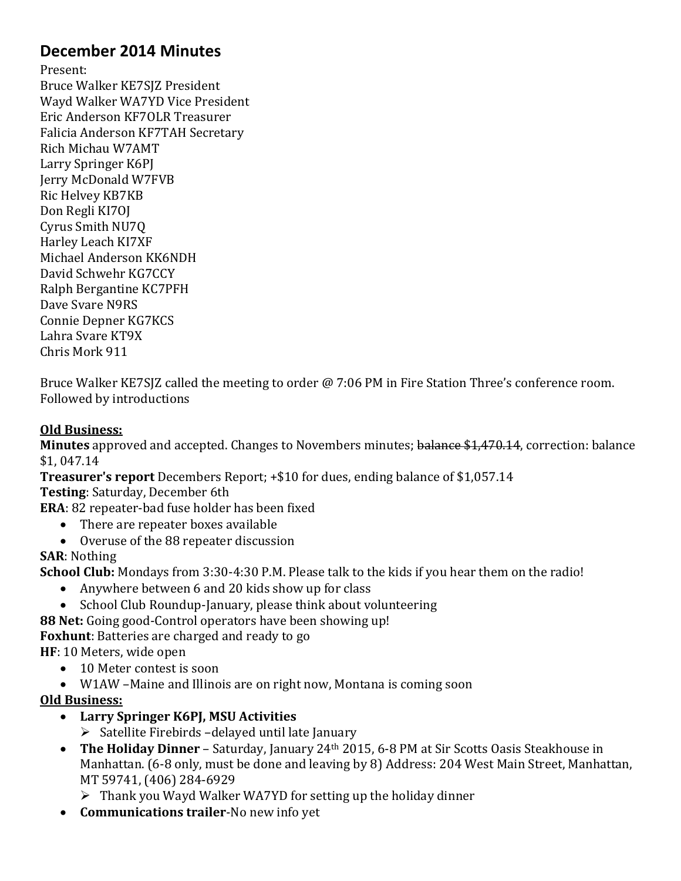# December 2014 Minutes

Present:
Bruce Walker KE7SJZ President
Wayd Walker WA7YD Vice President
Eric Anderson KF7OLR Treasurer
Falicia Anderson KF7TAH Secretary
Rich Michau W7AMT
Larry Springer K6PJ
Jerry McDonald W7FVB
Ric Helvey KB7KB
Don Regli KI7OJ
Cyrus Smith NU7Q
Harley Leach KI7XF
Michael Anderson KK6NDH
David Schwehr KG7CCY
Ralph Bergantine KC7PFH
Dave Svare N9RS
Connie Depner KG7KCS
Lahra Svare KT9X
Chris Mork 911

Bruce Walker KE7SJZ called the meeting to order @ 7:06 PM in Fire Station Three's conference room. Followed by introductions

**Old Business:**

**Minutes** approved and accepted. Changes to Novembers minutes; ~~balance $1,470.14~~, correction: balance $1, 047.14

**Treasurer's report** Decembers Report; +$10 for dues, ending balance of $1,057.14

**Testing**: Saturday, December 6th

**ERA**: 82 repeater-bad fuse holder has been fixed

- There are repeater boxes available
- Overuse of the 88 repeater discussion

**SAR**: Nothing

**School Club:** Mondays from 3:30-4:30 P.M. Please talk to the kids if you hear them on the radio!

- Anywhere between 6 and 20 kids show up for class
- School Club Roundup-January, please think about volunteering

**88 Net:** Going good-Control operators have been showing up!

**Foxhunt**: Batteries are charged and ready to go

**HF**: 10 Meters, wide open

- 10 Meter contest is soon
- W1AW –Maine and Illinois are on right now, Montana is coming soon

**Old Business:**

- **Larry Springer K6PJ, MSU Activities**
  - Satellite Firebirds –delayed until late January
- **The Holiday Dinner** – Saturday, January 24th 2015, 6-8 PM at Sir Scotts Oasis Steakhouse in Manhattan. (6-8 only, must be done and leaving by 8) Address: 204 West Main Street, Manhattan, MT 59741, (406) 284-6929
  - Thank you Wayd Walker WA7YD for setting up the holiday dinner
- **Communications trailer**-No new info yet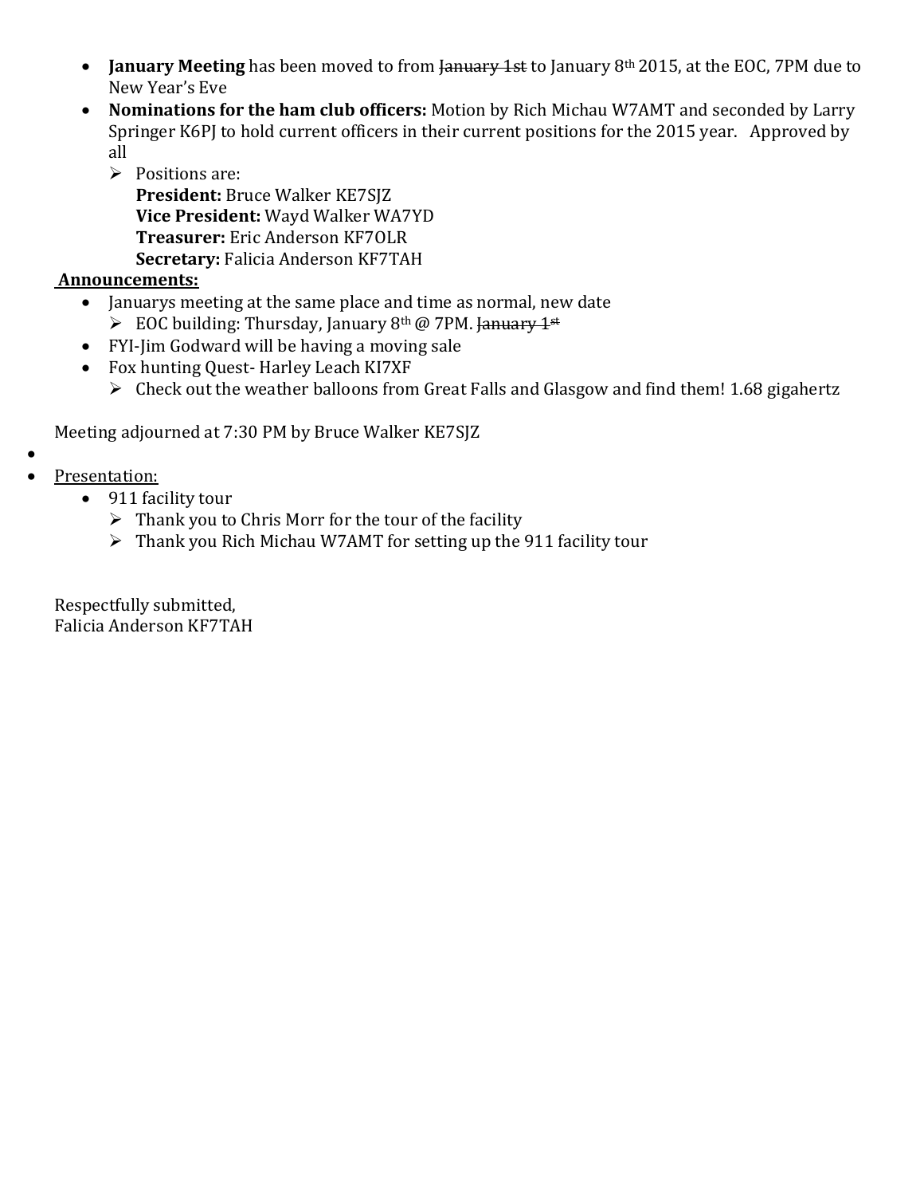- **January Meeting** has been moved to from ~~January 1st~~ to January 8th 2015, at the EOC, 7PM due to New Year's Eve
- **Nominations for the ham club officers:** Motion by Rich Michau W7AMT and seconded by Larry Springer K6PJ to hold current officers in their current positions for the 2015 year. Approved by all
  - Positions are:
    **President:** Bruce Walker KE7SJZ
    **Vice President:** Wayd Walker WA7YD
    **Treasurer:** Eric Anderson KF7OLR
    **Secretary:** Falicia Anderson KF7TAH

**Announcements:**

- Januarys meeting at the same place and time as normal, new date
  - EOC building: Thursday, January 8th @ 7PM. ~~January 1st~~
- FYI-Jim Godward will be having a moving sale
- Fox hunting Quest- Harley Leach KI7XF
  - Check out the weather balloons from Great Falls and Glasgow and find them! 1.68 gigahertz

Meeting adjourned at 7:30 PM by Bruce Walker KE7SJZ

- Presentation:
  - 911 facility tour
    - Thank you to Chris Morr for the tour of the facility
    - Thank you Rich Michau W7AMT for setting up the 911 facility tour

Respectfully submitted,
Falicia Anderson KF7TAH